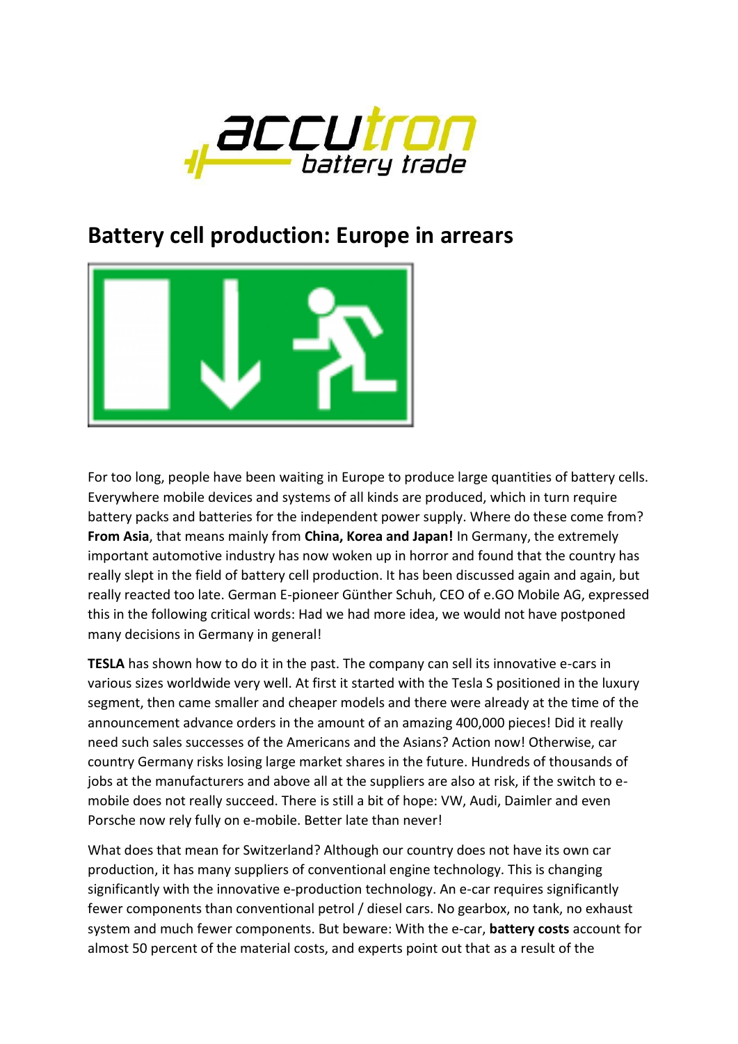## Battery cell production: Europe in arrears

For too long, people have been waiting in Europe to produce large quantities of battery cells. Everywhere mobile devices and systems of all kinds are produced, which in turn require battery packs and batteries for the independent power supply. Where do these come from? **From Asia**, that means mainly from **China, Korea and Japan!** In Germany, the extremely important automotive industry has now woken up in horror and found that the country has really slept in the field of battery cell production. It has been discussed again and again, but really reacted too late. German E-pioneer Günther Schuh, CEO of e.GO Mobile AG, expressed this in the following critical words: Had we had more idea, we would not have postponed many decisions in Germany in general!

**TESLA** has shown how to do it in the past. The company can sell its innovative e-cars in various sizes worldwide very well. At first it started with the Tesla S positioned in the luxury segment, then came smaller and cheaper models and there were already at the time of the announcement advance orders in the amount of an amazing 400,000 pieces! Did it really need such sales successes of the Americans and the Asians? Action now! Otherwise, car country Germany risks losing large market shares in the future. Hundreds of thousands of jobs at the manufacturers and above all at the suppliers are also at risk, if the switch to e-mobile does not really succeed. There is still a bit of hope: VW, Audi, Daimler and even Porsche now rely fully on e-mobile. Better late than never!

What does that mean for Switzerland? Although our country does not have its own car production, it has many suppliers of conventional engine technology. This is changing significantly with the innovative e-production technology. An e-car requires significantly fewer components than conventional petrol / diesel cars. No gearbox, no tank, no exhaust system and much fewer components. But beware: With the e-car, **battery costs** account for almost 50 percent of the material costs, and experts point out that as a result of the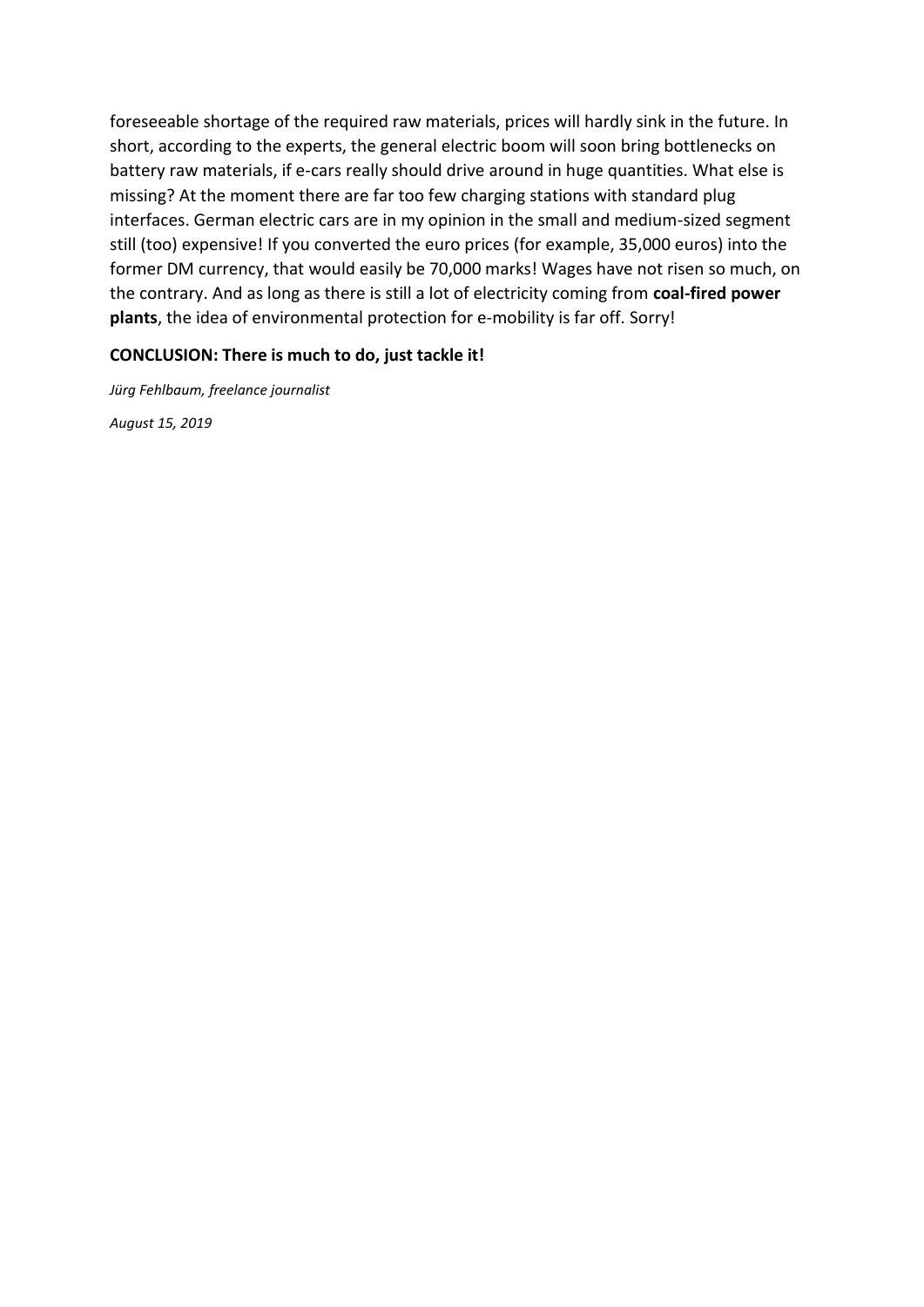foreseeable shortage of the required raw materials, prices will hardly sink in the future. In short, according to the experts, the general electric boom will soon bring bottlenecks on battery raw materials, if e-cars really should drive around in huge quantities. What else is missing? At the moment there are far too few charging stations with standard plug interfaces. German electric cars are in my opinion in the small and medium-sized segment still (too) expensive! If you converted the euro prices (for example, 35,000 euros) into the former DM currency, that would easily be 70,000 marks! Wages have not risen so much, on the contrary. And as long as there is still a lot of electricity coming from **coal-fired power plants**, the idea of environmental protection for e-mobility is far off. Sorry!

**CONCLUSION: There is much to do, just tackle it!**

*Jürg Fehlbaum, freelance journalist*

*August 15, 2019*